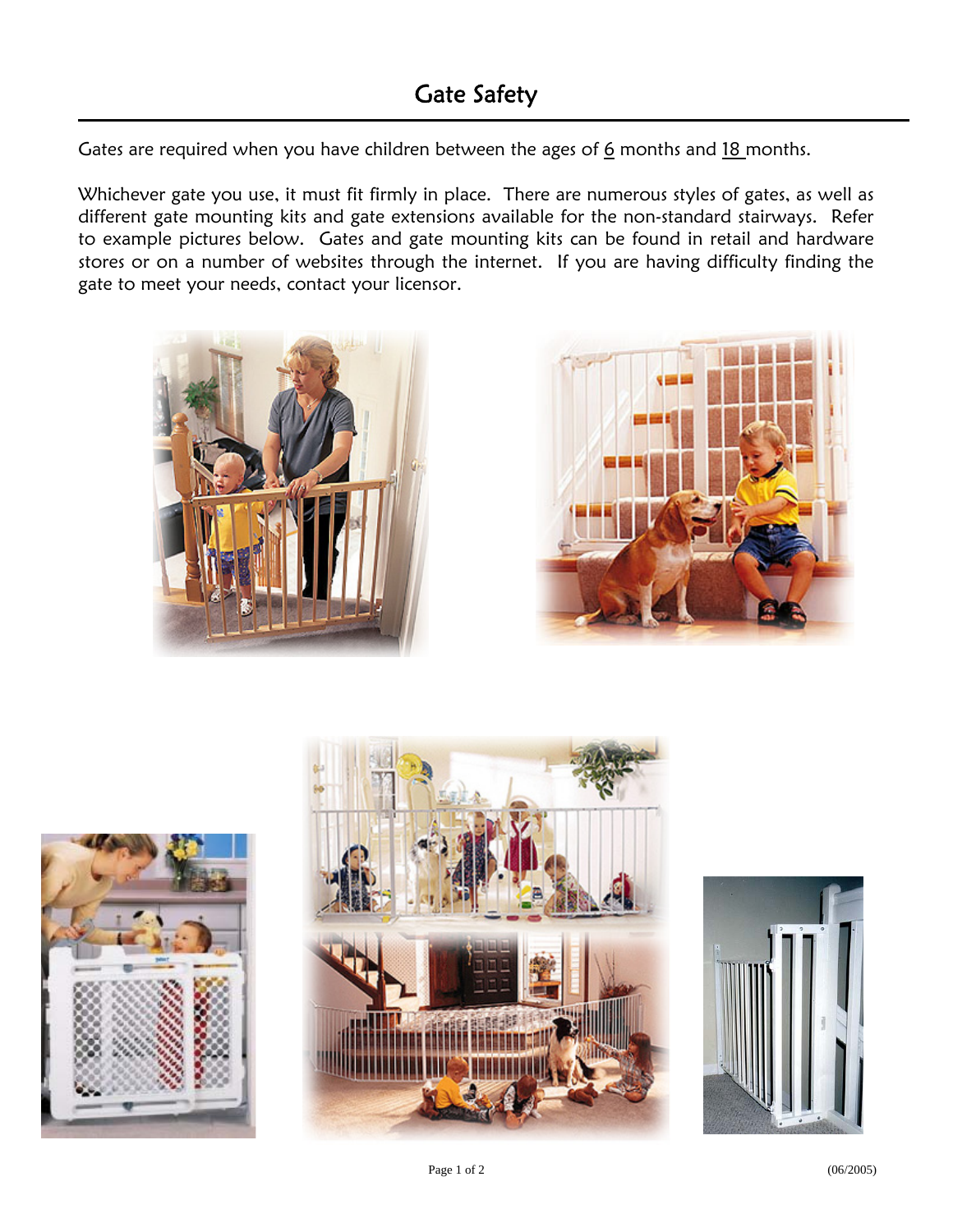# Gate Safety

Gates are required when you have children between the ages of 6 months and 18 months.

Whichever gate you use, it must fit firmly in place. There are numerous styles of gates, as well as different gate mounting kits and gate extensions available for the non-standard stairways. Refer to example pictures below. Gates and gate mounting kits can be found in retail and hardware stores or on a number of websites through the internet. If you are having difficulty finding the gate to meet your needs, contact your licensor.

(06/2005)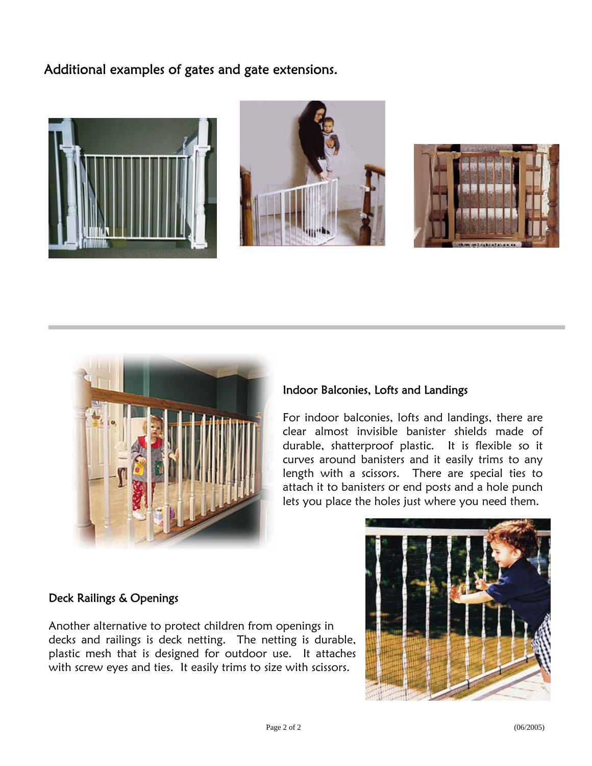## Additional examples of gates and gate extensions.

### Indoor Balconies, Lofts and Landings

For indoor balconies, lofts and landings, there are clear almost invisible banister shields made of durable, shatterproof plastic. It is flexible so it curves around banisters and it easily trims to any length with a scissors. There are special ties to attach it to banisters or end posts and a hole punch lets you place the holes just where you need them.

### Deck Railings & Openings

Another alternative to protect children from openings in decks and railings is deck netting. The netting is durable, plastic mesh that is designed for outdoor use. It attaches with screw eyes and ties. It easily trims to size with scissors.

(06/2005)